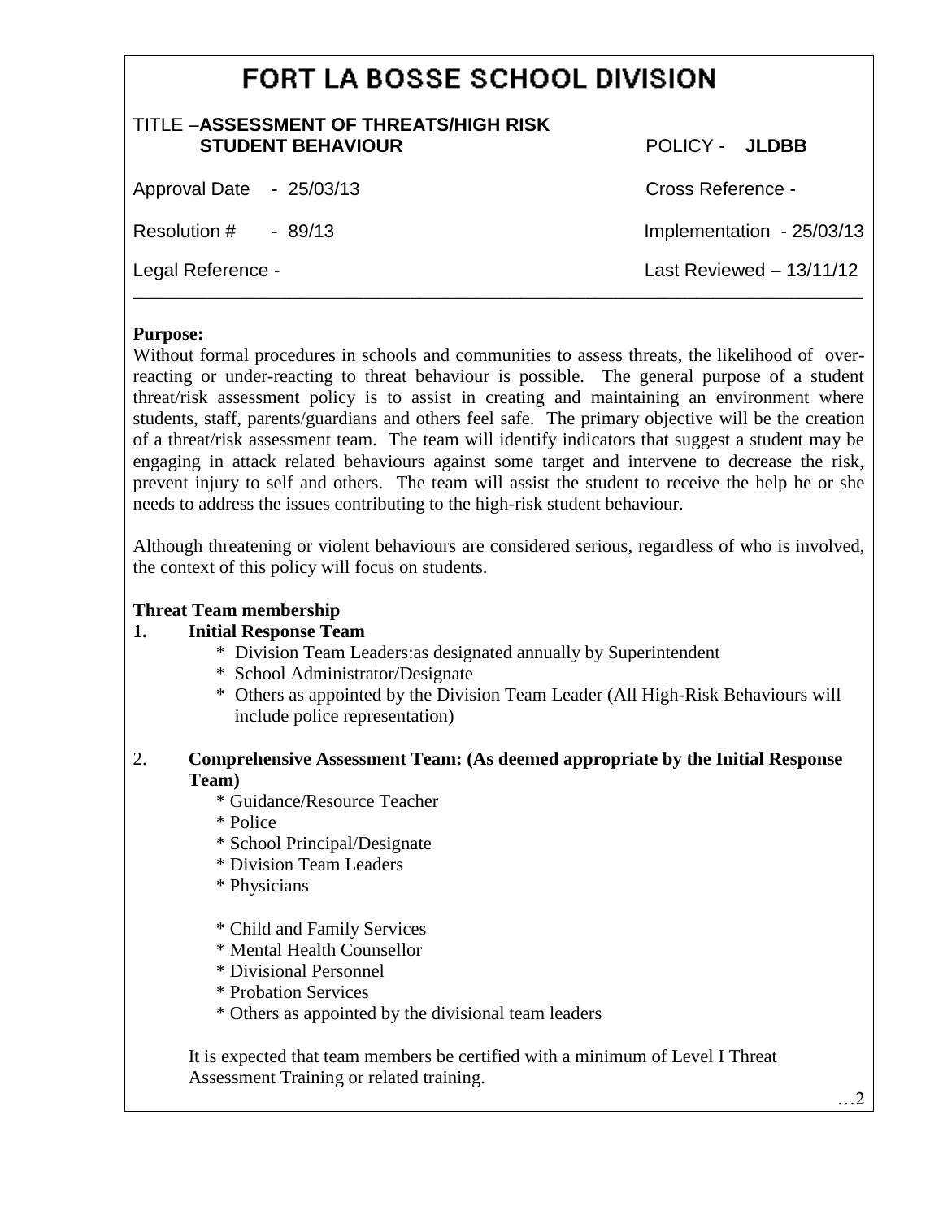# FORT LA BOSSE SCHOOL DIVISION

TITLE –**ASSESSMENT OF THREATS/HIGH RISK STUDENT BEHAVIOUR** POLICY - **JLDBB**

Approval Date - 25/03/13 Cross Reference -

Resolution # - 89/13 Implementation - 25/03/13

Legal Reference - Last Reviewed – 13/11/12

---

**Purpose:**

Without formal procedures in schools and communities to assess threats, the likelihood of over-reacting or under-reacting to threat behaviour is possible. The general purpose of a student threat/risk assessment policy is to assist in creating and maintaining an environment where students, staff, parents/guardians and others feel safe. The primary objective will be the creation of a threat/risk assessment team. The team will identify indicators that suggest a student may be engaging in attack related behaviours against some target and intervene to decrease the risk, prevent injury to self and others. The team will assist the student to receive the help he or she needs to address the issues contributing to the high-risk student behaviour.

Although threatening or violent behaviours are considered serious, regardless of who is involved, the context of this policy will focus on students.

**Threat Team membership**

1. **Initial Response Team**
   * Division Team Leaders:as designated annually by Superintendent
   * School Administrator/Designate
   * Others as appointed by the Division Team Leader (All High-Risk Behaviours will include police representation)

2. **Comprehensive Assessment Team: (As deemed appropriate by the Initial Response Team)**
   * Guidance/Resource Teacher
   * Police
   * School Principal/Designate
   * Division Team Leaders
   * Physicians
   * Child and Family Services
   * Mental Health Counsellor
   * Divisional Personnel
   * Probation Services
   * Others as appointed by the divisional team leaders

   It is expected that team members be certified with a minimum of Level I Threat Assessment Training or related training.

…2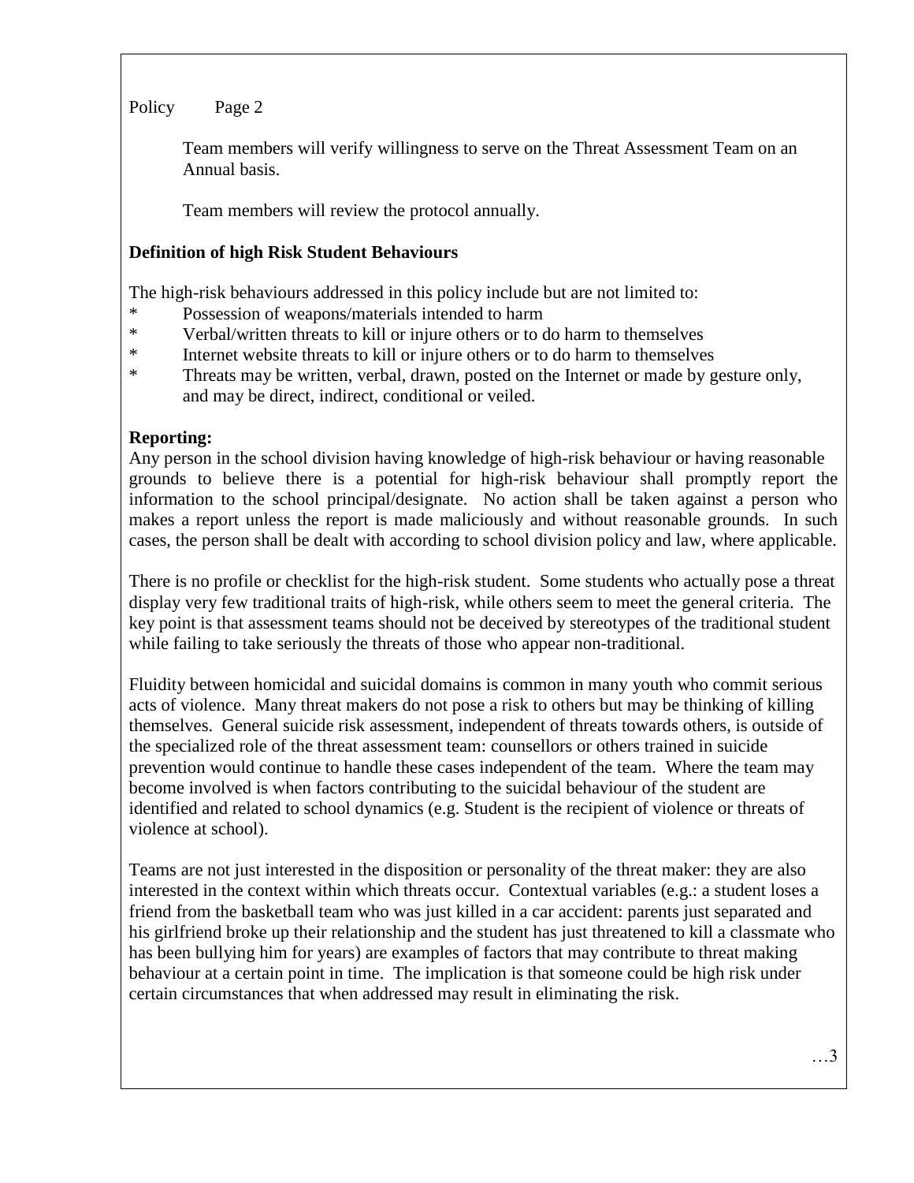Team members will verify willingness to serve on the Threat Assessment Team on an Annual basis.

Team members will review the protocol annually.

**Definition of high Risk Student Behaviours**

The high-risk behaviours addressed in this policy include but are not limited to:

- Possession of weapons/materials intended to harm
- Verbal/written threats to kill or injure others or to do harm to themselves
- Internet website threats to kill or injure others or to do harm to themselves
- Threats may be written, verbal, drawn, posted on the Internet or made by gesture only, and may be direct, indirect, conditional or veiled.

**Reporting:**

Any person in the school division having knowledge of high-risk behaviour or having reasonable grounds to believe there is a potential for high-risk behaviour shall promptly report the information to the school principal/designate. No action shall be taken against a person who makes a report unless the report is made maliciously and without reasonable grounds. In such cases, the person shall be dealt with according to school division policy and law, where applicable.

There is no profile or checklist for the high-risk student. Some students who actually pose a threat display very few traditional traits of high-risk, while others seem to meet the general criteria. The key point is that assessment teams should not be deceived by stereotypes of the traditional student while failing to take seriously the threats of those who appear non-traditional.

Fluidity between homicidal and suicidal domains is common in many youth who commit serious acts of violence. Many threat makers do not pose a risk to others but may be thinking of killing themselves. General suicide risk assessment, independent of threats towards others, is outside of the specialized role of the threat assessment team: counsellors or others trained in suicide prevention would continue to handle these cases independent of the team. Where the team may become involved is when factors contributing to the suicidal behaviour of the student are identified and related to school dynamics (e.g. Student is the recipient of violence or threats of violence at school).

Teams are not just interested in the disposition or personality of the threat maker: they are also interested in the context within which threats occur. Contextual variables (e.g.: a student loses a friend from the basketball team who was just killed in a car accident: parents just separated and his girlfriend broke up their relationship and the student has just threatened to kill a classmate who has been bullying him for years) are examples of factors that may contribute to threat making behaviour at a certain point in time. The implication is that someone could be high risk under certain circumstances that when addressed may result in eliminating the risk.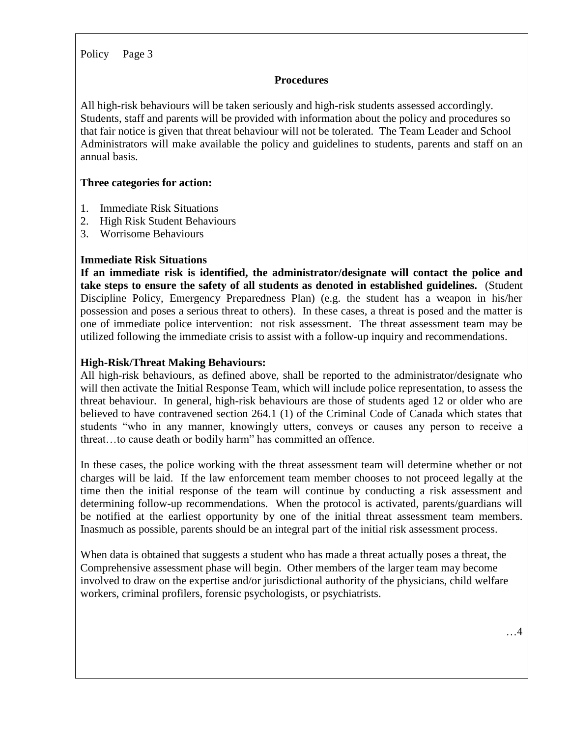## Procedures

All high-risk behaviours will be taken seriously and high-risk students assessed accordingly. Students, staff and parents will be provided with information about the policy and procedures so that fair notice is given that threat behaviour will not be tolerated. The Team Leader and School Administrators will make available the policy and guidelines to students, parents and staff on an annual basis.

**Three categories for action:**

1. Immediate Risk Situations
2. High Risk Student Behaviours
3. Worrisome Behaviours

**Immediate Risk Situations**

**If an immediate risk is identified, the administrator/designate will contact the police and take steps to ensure the safety of all students as denoted in established guidelines.** (Student Discipline Policy, Emergency Preparedness Plan) (e.g. the student has a weapon in his/her possession and poses a serious threat to others). In these cases, a threat is posed and the matter is one of immediate police intervention: not risk assessment. The threat assessment team may be utilized following the immediate crisis to assist with a follow-up inquiry and recommendations.

**High-Risk/Threat Making Behaviours:**

All high-risk behaviours, as defined above, shall be reported to the administrator/designate who will then activate the Initial Response Team, which will include police representation, to assess the threat behaviour. In general, high-risk behaviours are those of students aged 12 or older who are believed to have contravened section 264.1 (1) of the Criminal Code of Canada which states that students "who in any manner, knowingly utters, conveys or causes any person to receive a threat…to cause death or bodily harm" has committed an offence.

In these cases, the police working with the threat assessment team will determine whether or not charges will be laid. If the law enforcement team member chooses to not proceed legally at the time then the initial response of the team will continue by conducting a risk assessment and determining follow-up recommendations. When the protocol is activated, parents/guardians will be notified at the earliest opportunity by one of the initial threat assessment team members. Inasmuch as possible, parents should be an integral part of the initial risk assessment process.

When data is obtained that suggests a student who has made a threat actually poses a threat, the Comprehensive assessment phase will begin. Other members of the larger team may become involved to draw on the expertise and/or jurisdictional authority of the physicians, child welfare workers, criminal profilers, forensic psychologists, or psychiatrists.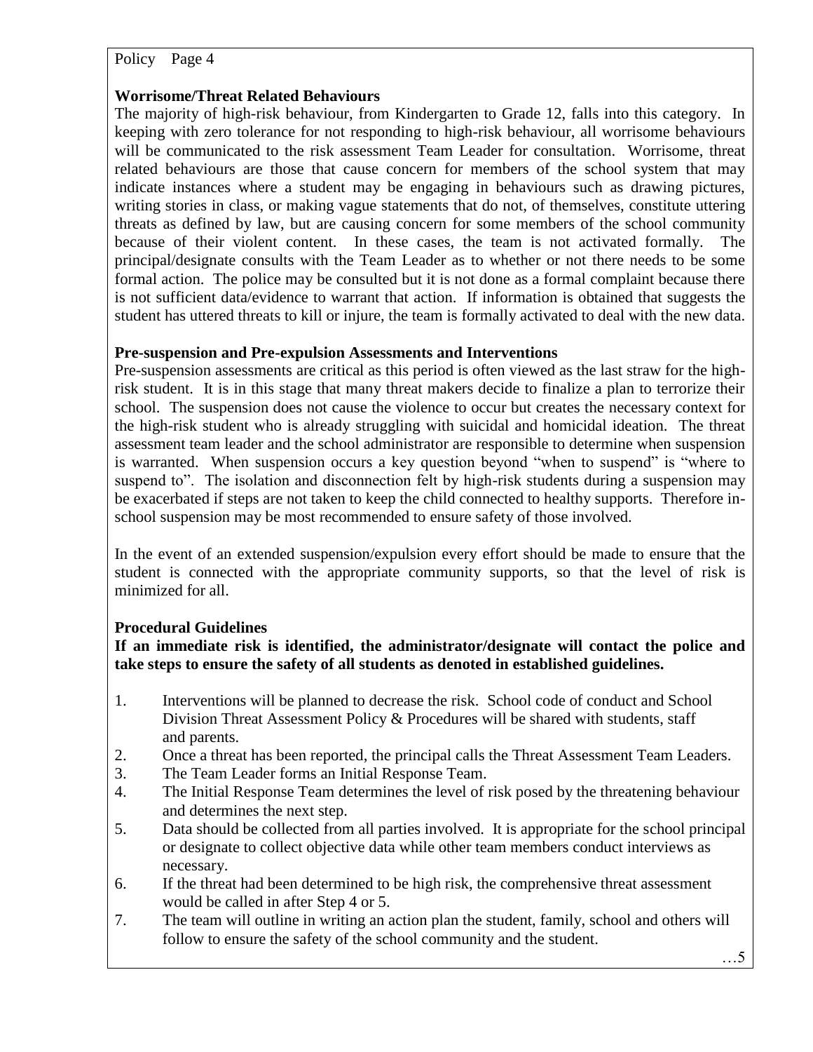**Worrisome/Threat Related Behaviours**

The majority of high-risk behaviour, from Kindergarten to Grade 12, falls into this category. In keeping with zero tolerance for not responding to high-risk behaviour, all worrisome behaviours will be communicated to the risk assessment Team Leader for consultation. Worrisome, threat related behaviours are those that cause concern for members of the school system that may indicate instances where a student may be engaging in behaviours such as drawing pictures, writing stories in class, or making vague statements that do not, of themselves, constitute uttering threats as defined by law, but are causing concern for some members of the school community because of their violent content. In these cases, the team is not activated formally. The principal/designate consults with the Team Leader as to whether or not there needs to be some formal action. The police may be consulted but it is not done as a formal complaint because there is not sufficient data/evidence to warrant that action. If information is obtained that suggests the student has uttered threats to kill or injure, the team is formally activated to deal with the new data.

**Pre-suspension and Pre-expulsion Assessments and Interventions**

Pre-suspension assessments are critical as this period is often viewed as the last straw for the high-risk student. It is in this stage that many threat makers decide to finalize a plan to terrorize their school. The suspension does not cause the violence to occur but creates the necessary context for the high-risk student who is already struggling with suicidal and homicidal ideation. The threat assessment team leader and the school administrator are responsible to determine when suspension is warranted. When suspension occurs a key question beyond "when to suspend" is "where to suspend to". The isolation and disconnection felt by high-risk students during a suspension may be exacerbated if steps are not taken to keep the child connected to healthy supports. Therefore in-school suspension may be most recommended to ensure safety of those involved.

In the event of an extended suspension/expulsion every effort should be made to ensure that the student is connected with the appropriate community supports, so that the level of risk is minimized for all.

**Procedural Guidelines**

**If an immediate risk is identified, the administrator/designate will contact the police and take steps to ensure the safety of all students as denoted in established guidelines.**

1. Interventions will be planned to decrease the risk. School code of conduct and School Division Threat Assessment Policy & Procedures will be shared with students, staff and parents.
2. Once a threat has been reported, the principal calls the Threat Assessment Team Leaders.
3. The Team Leader forms an Initial Response Team.
4. The Initial Response Team determines the level of risk posed by the threatening behaviour and determines the next step.
5. Data should be collected from all parties involved. It is appropriate for the school principal or designate to collect objective data while other team members conduct interviews as necessary.
6. If the threat had been determined to be high risk, the comprehensive threat assessment would be called in after Step 4 or 5.
7. The team will outline in writing an action plan the student, family, school and others will follow to ensure the safety of the school community and the student.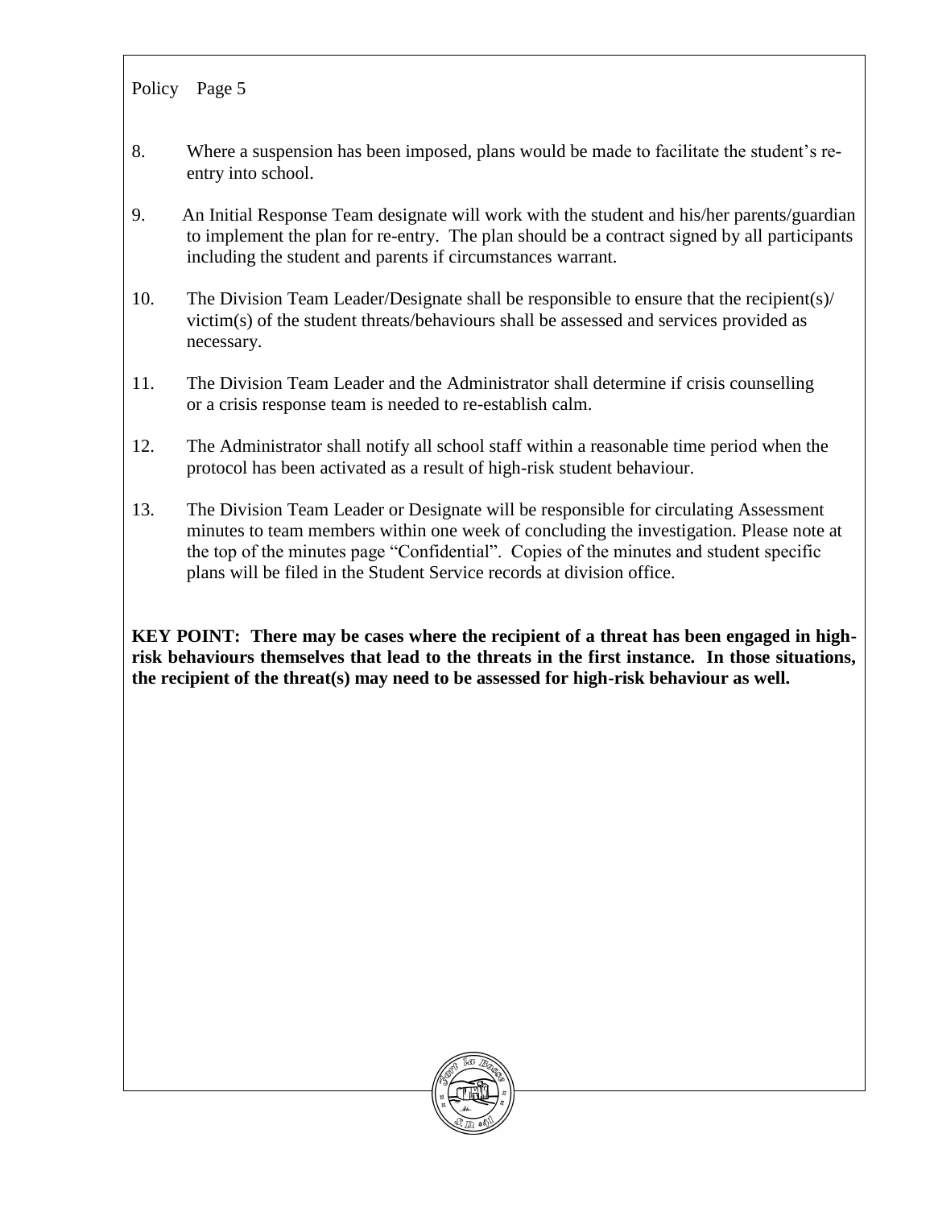8. Where a suspension has been imposed, plans would be made to facilitate the student's re-entry into school.

9. An Initial Response Team designate will work with the student and his/her parents/guardian to implement the plan for re-entry. The plan should be a contract signed by all participants including the student and parents if circumstances warrant.

10. The Division Team Leader/Designate shall be responsible to ensure that the recipient(s)/ victim(s) of the student threats/behaviours shall be assessed and services provided as necessary.

11. The Division Team Leader and the Administrator shall determine if crisis counselling or a crisis response team is needed to re-establish calm.

12. The Administrator shall notify all school staff within a reasonable time period when the protocol has been activated as a result of high-risk student behaviour.

13. The Division Team Leader or Designate will be responsible for circulating Assessment minutes to team members within one week of concluding the investigation. Please note at the top of the minutes page "Confidential". Copies of the minutes and student specific plans will be filed in the Student Service records at division office.

**KEY POINT: There may be cases where the recipient of a threat has been engaged in high-risk behaviours themselves that lead to the threats in the first instance. In those situations, the recipient of the threat(s) may need to be assessed for high-risk behaviour as well.**